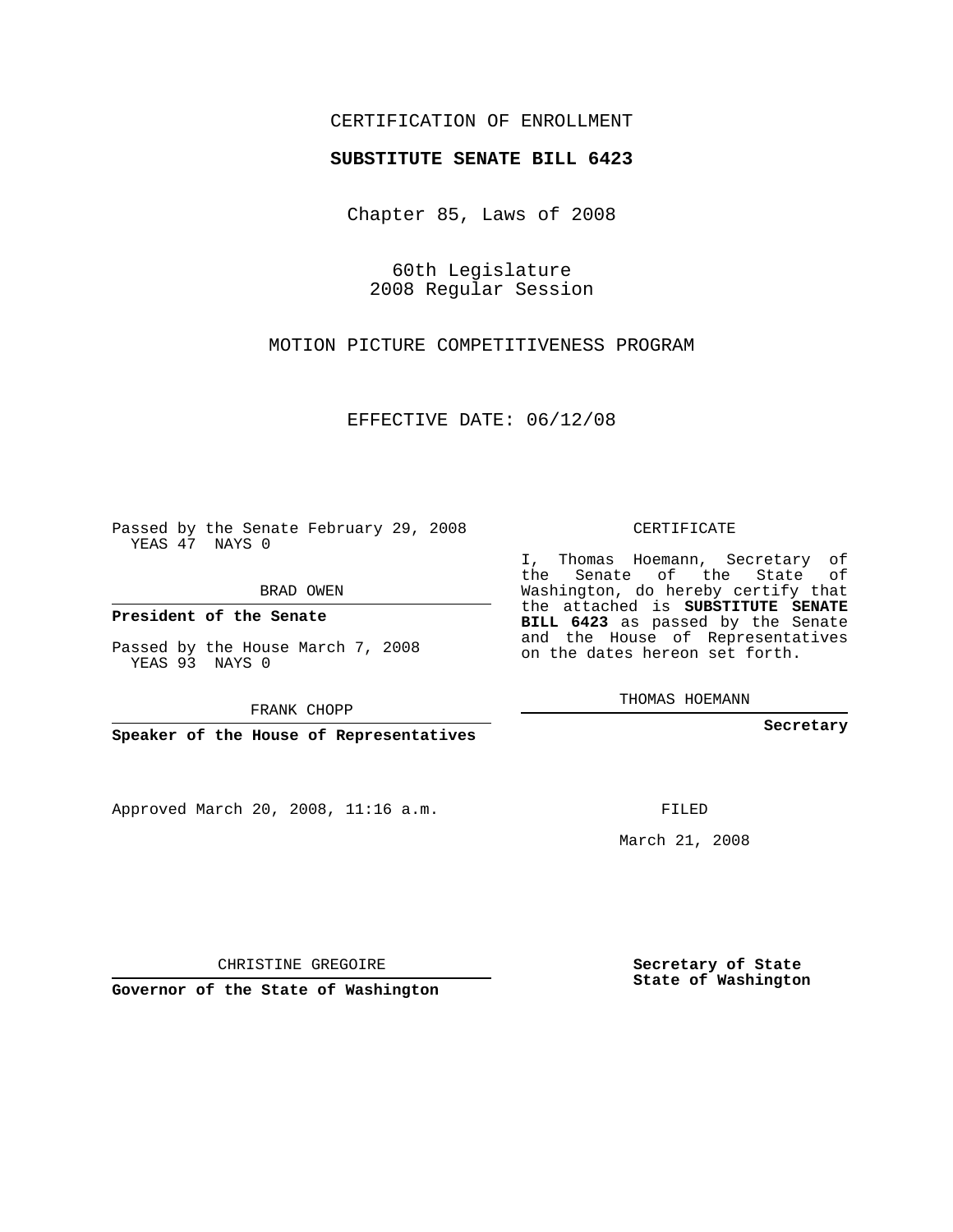CERTIFICATION OF ENROLLMENT

**SUBSTITUTE SENATE BILL 6423**

Chapter 85, Laws of 2008

60th Legislature
2008 Regular Session

MOTION PICTURE COMPETITIVENESS PROGRAM

EFFECTIVE DATE: 06/12/08

Passed by the Senate February 29, 2008
YEAS 47 NAYS 0

BRAD OWEN

**President of the Senate**

Passed by the House March 7, 2008
YEAS 93 NAYS 0

FRANK CHOPP

**Speaker of the House of Representatives**

CERTIFICATE

I, Thomas Hoemann, Secretary of the Senate of the State of Washington, do hereby certify that the attached is **SUBSTITUTE SENATE BILL 6423** as passed by the Senate and the House of Representatives on the dates hereon set forth.

THOMAS HOEMANN

**Secretary**

Approved March 20, 2008, 11:16 a.m.

FILED

March 21, 2008

CHRISTINE GREGOIRE

**Governor of the State of Washington**

**Secretary of State**
**State of Washington**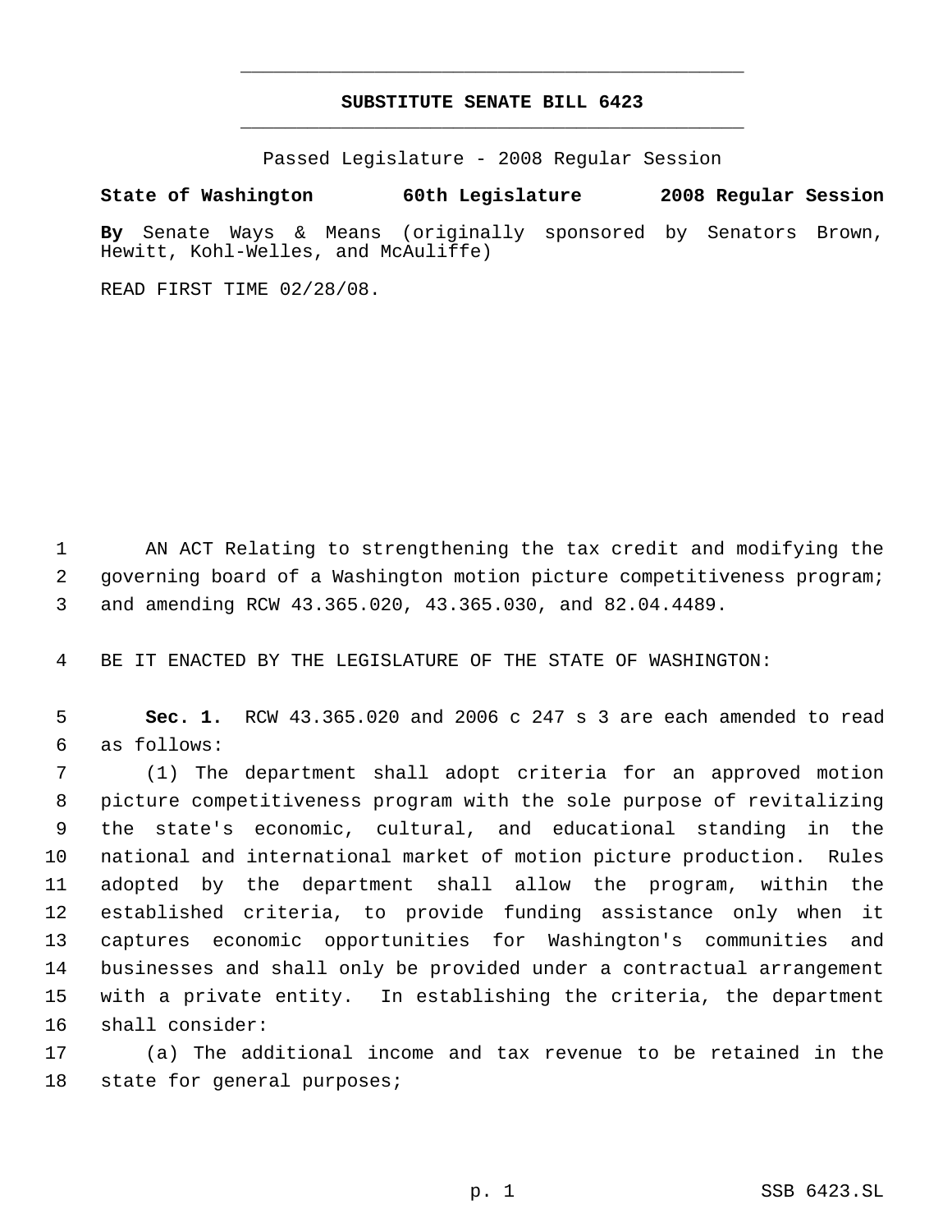# SUBSTITUTE SENATE BILL 6423

Passed Legislature - 2008 Regular Session

**State of Washington 60th Legislature 2008 Regular Session**

**By** Senate Ways & Means (originally sponsored by Senators Brown, Hewitt, Kohl-Welles, and McAuliffe)

READ FIRST TIME 02/28/08.

AN ACT Relating to strengthening the tax credit and modifying the governing board of a Washington motion picture competitiveness program; and amending RCW 43.365.020, 43.365.030, and 82.04.4489.

BE IT ENACTED BY THE LEGISLATURE OF THE STATE OF WASHINGTON:

**Sec. 1.** RCW 43.365.020 and 2006 c 247 s 3 are each amended to read as follows:

(1) The department shall adopt criteria for an approved motion picture competitiveness program with the sole purpose of revitalizing the state's economic, cultural, and educational standing in the national and international market of motion picture production. Rules adopted by the department shall allow the program, within the established criteria, to provide funding assistance only when it captures economic opportunities for Washington's communities and businesses and shall only be provided under a contractual arrangement with a private entity. In establishing the criteria, the department shall consider:

(a) The additional income and tax revenue to be retained in the state for general purposes;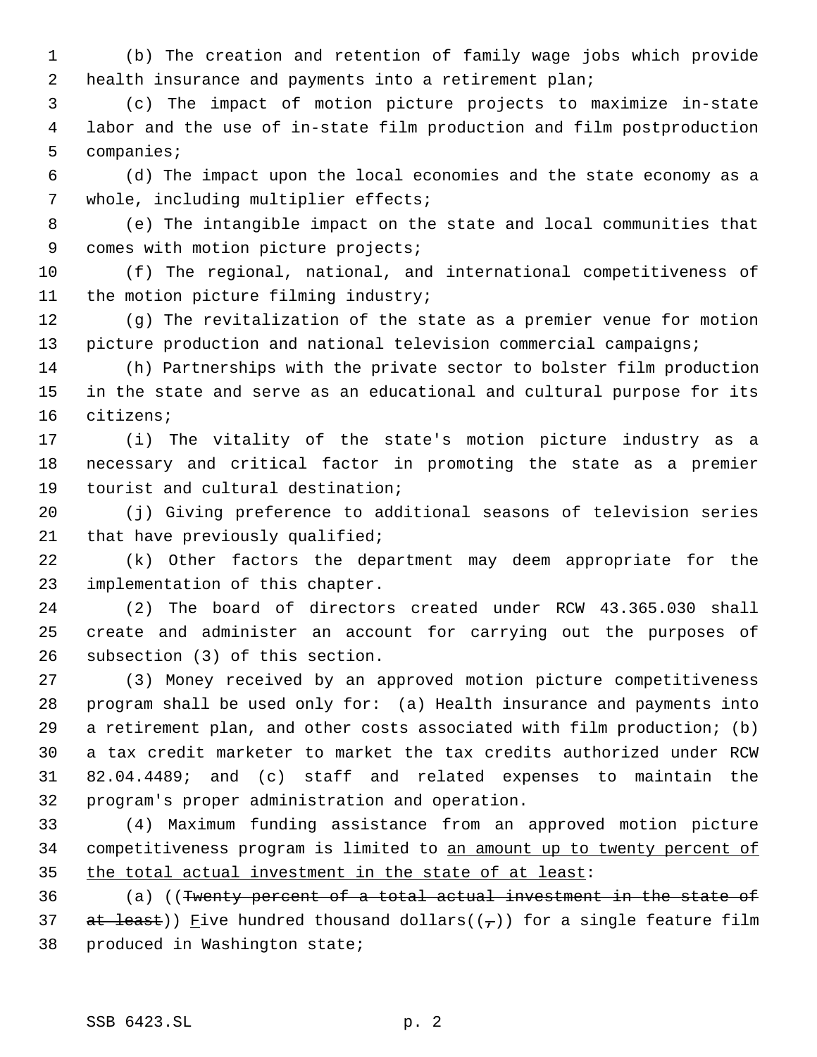(b) The creation and retention of family wage jobs which provide health insurance and payments into a retirement plan;

(c) The impact of motion picture projects to maximize in-state labor and the use of in-state film production and film postproduction companies;

(d) The impact upon the local economies and the state economy as a whole, including multiplier effects;

(e) The intangible impact on the state and local communities that comes with motion picture projects;

(f) The regional, national, and international competitiveness of the motion picture filming industry;

(g) The revitalization of the state as a premier venue for motion picture production and national television commercial campaigns;

(h) Partnerships with the private sector to bolster film production in the state and serve as an educational and cultural purpose for its citizens;

(i) The vitality of the state's motion picture industry as a necessary and critical factor in promoting the state as a premier tourist and cultural destination;

(j) Giving preference to additional seasons of television series that have previously qualified;

(k) Other factors the department may deem appropriate for the implementation of this chapter.

(2) The board of directors created under RCW 43.365.030 shall create and administer an account for carrying out the purposes of subsection (3) of this section.

(3) Money received by an approved motion picture competitiveness program shall be used only for: (a) Health insurance and payments into a retirement plan, and other costs associated with film production; (b) a tax credit marketer to market the tax credits authorized under RCW 82.04.4489; and (c) staff and related expenses to maintain the program's proper administration and operation.

(4) Maximum funding assistance from an approved motion picture competitiveness program is limited to <u>an amount up to twenty percent of the total actual investment in the state of at least</u>:

(a) ((~~Twenty percent of a total actual investment in the state of at least~~)) <u>F</u>ive hundred thousand dollars((~~,~~)) for a single feature film produced in Washington state;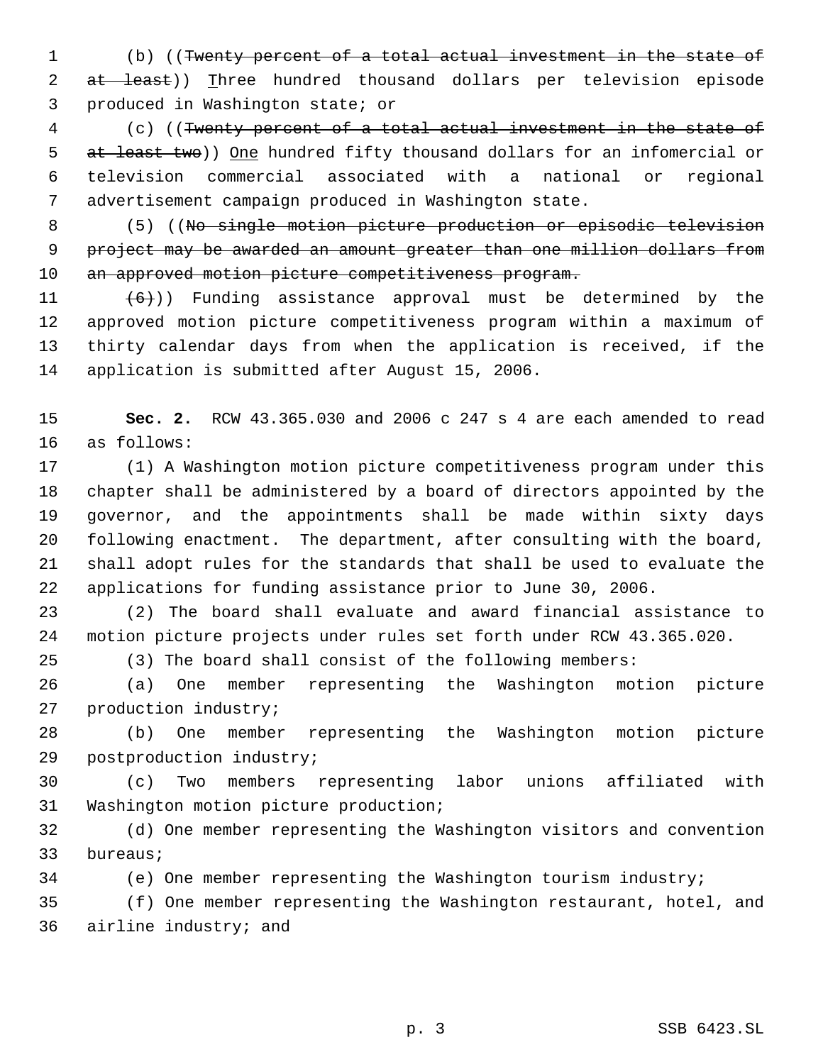(b) ((~~Twenty percent of a total actual investment in the state of at least~~)) Three hundred thousand dollars per television episode produced in Washington state; or

(c) ((~~Twenty percent of a total actual investment in the state of at least two~~)) One hundred fifty thousand dollars for an infomercial or television commercial associated with a national or regional advertisement campaign produced in Washington state.

(5) ((~~No single motion picture production or episodic television project may be awarded an amount greater than one million dollars from an approved motion picture competitiveness program.~~

~~(6)~~)) Funding assistance approval must be determined by the approved motion picture competitiveness program within a maximum of thirty calendar days from when the application is received, if the application is submitted after August 15, 2006.

**Sec. 2.** RCW 43.365.030 and 2006 c 247 s 4 are each amended to read as follows:

(1) A Washington motion picture competitiveness program under this chapter shall be administered by a board of directors appointed by the governor, and the appointments shall be made within sixty days following enactment. The department, after consulting with the board, shall adopt rules for the standards that shall be used to evaluate the applications for funding assistance prior to June 30, 2006.

(2) The board shall evaluate and award financial assistance to motion picture projects under rules set forth under RCW 43.365.020.

(3) The board shall consist of the following members:

(a) One member representing the Washington motion picture production industry;

(b) One member representing the Washington motion picture postproduction industry;

(c) Two members representing labor unions affiliated with Washington motion picture production;

(d) One member representing the Washington visitors and convention bureaus;

(e) One member representing the Washington tourism industry;

(f) One member representing the Washington restaurant, hotel, and airline industry; and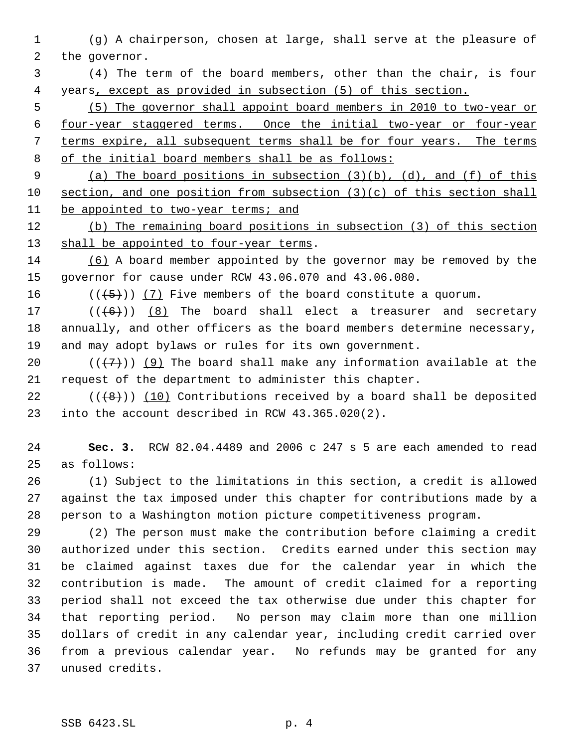(g) A chairperson, chosen at large, shall serve at the pleasure of the governor.

(4) The term of the board members, other than the chair, is four years, except as provided in subsection (5) of this section.

(5) The governor shall appoint board members in 2010 to two-year or four-year staggered terms. Once the initial two-year or four-year terms expire, all subsequent terms shall be for four years. The terms of the initial board members shall be as follows:

(a) The board positions in subsection (3)(b), (d), and (f) of this section, and one position from subsection (3)(c) of this section shall be appointed to two-year terms; and

(b) The remaining board positions in subsection (3) of this section shall be appointed to four-year terms.

(6) A board member appointed by the governor may be removed by the governor for cause under RCW 43.06.070 and 43.06.080.

~~((5))~~ (7) Five members of the board constitute a quorum.

~~((6))~~ (8) The board shall elect a treasurer and secretary annually, and other officers as the board members determine necessary, and may adopt bylaws or rules for its own government.

~~((7))~~ (9) The board shall make any information available at the request of the department to administer this chapter.

~~((8))~~ (10) Contributions received by a board shall be deposited into the account described in RCW 43.365.020(2).

**Sec. 3.** RCW 82.04.4489 and 2006 c 247 s 5 are each amended to read as follows:

(1) Subject to the limitations in this section, a credit is allowed against the tax imposed under this chapter for contributions made by a person to a Washington motion picture competitiveness program.

(2) The person must make the contribution before claiming a credit authorized under this section. Credits earned under this section may be claimed against taxes due for the calendar year in which the contribution is made. The amount of credit claimed for a reporting period shall not exceed the tax otherwise due under this chapter for that reporting period. No person may claim more than one million dollars of credit in any calendar year, including credit carried over from a previous calendar year. No refunds may be granted for any unused credits.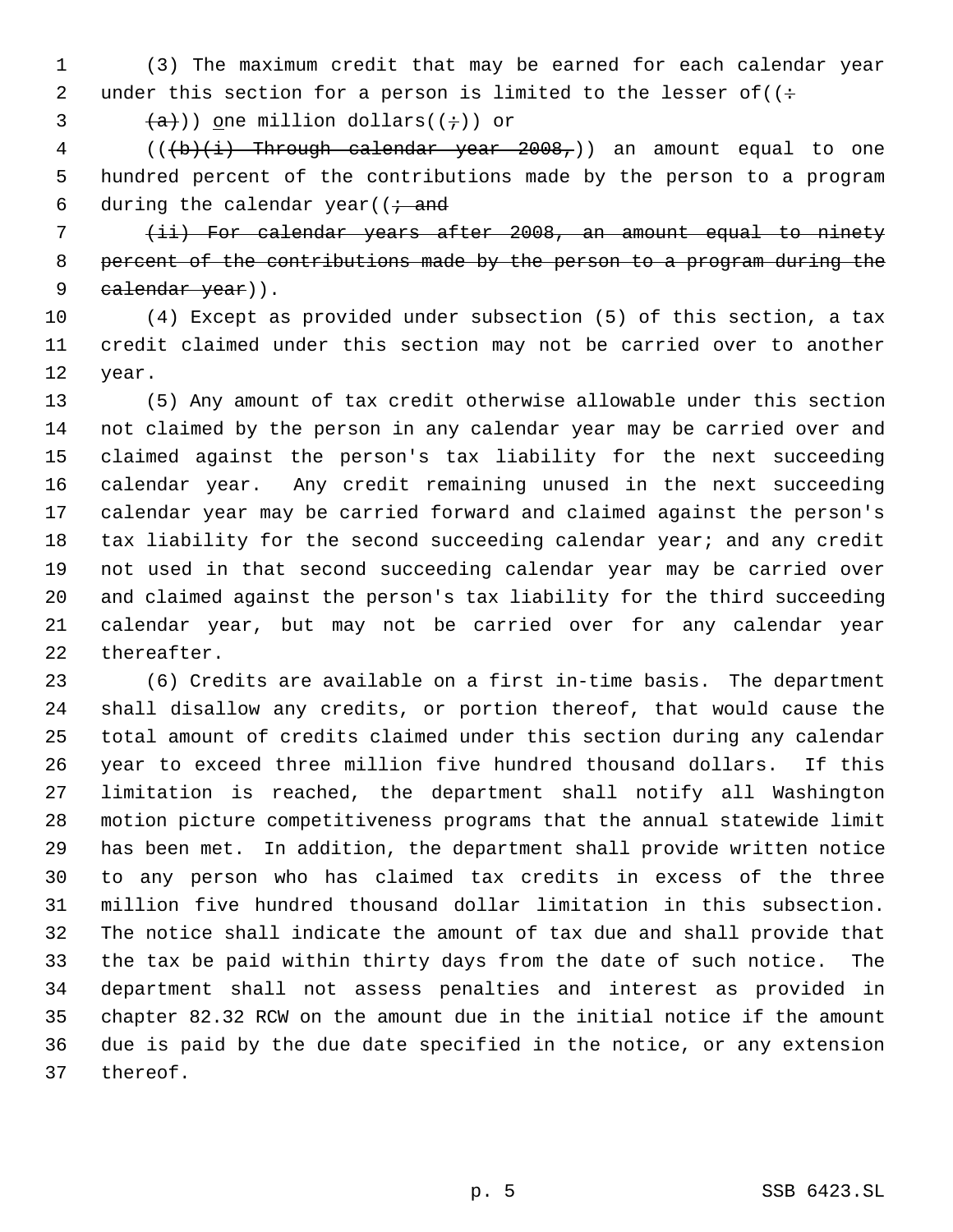(3) The maximum credit that may be earned for each calendar year under this section for a person is limited to the lesser of((:

~~(a)~~)) one million dollars((;)) or

((~~(b)(i) Through calendar year 2008,~~)) an amount equal to one hundred percent of the contributions made by the person to a program during the calendar year((~~; and~~

~~(ii) For calendar years after 2008, an amount equal to ninety percent of the contributions made by the person to a program during the calendar year~~)).

(4) Except as provided under subsection (5) of this section, a tax credit claimed under this section may not be carried over to another year.

(5) Any amount of tax credit otherwise allowable under this section not claimed by the person in any calendar year may be carried over and claimed against the person's tax liability for the next succeeding calendar year. Any credit remaining unused in the next succeeding calendar year may be carried forward and claimed against the person's tax liability for the second succeeding calendar year; and any credit not used in that second succeeding calendar year may be carried over and claimed against the person's tax liability for the third succeeding calendar year, but may not be carried over for any calendar year thereafter.

(6) Credits are available on a first in-time basis. The department shall disallow any credits, or portion thereof, that would cause the total amount of credits claimed under this section during any calendar year to exceed three million five hundred thousand dollars. If this limitation is reached, the department shall notify all Washington motion picture competitiveness programs that the annual statewide limit has been met. In addition, the department shall provide written notice to any person who has claimed tax credits in excess of the three million five hundred thousand dollar limitation in this subsection. The notice shall indicate the amount of tax due and shall provide that the tax be paid within thirty days from the date of such notice. The department shall not assess penalties and interest as provided in chapter 82.32 RCW on the amount due in the initial notice if the amount due is paid by the due date specified in the notice, or any extension thereof.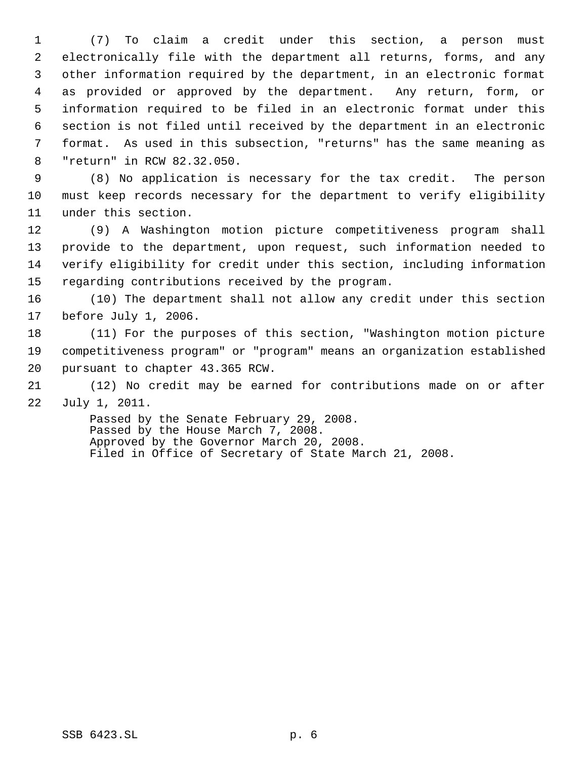(7) To claim a credit under this section, a person must electronically file with the department all returns, forms, and any other information required by the department, in an electronic format as provided or approved by the department. Any return, form, or information required to be filed in an electronic format under this section is not filed until received by the department in an electronic format. As used in this subsection, "returns" has the same meaning as "return" in RCW 82.32.050.

(8) No application is necessary for the tax credit. The person must keep records necessary for the department to verify eligibility under this section.

(9) A Washington motion picture competitiveness program shall provide to the department, upon request, such information needed to verify eligibility for credit under this section, including information regarding contributions received by the program.

(10) The department shall not allow any credit under this section before July 1, 2006.

(11) For the purposes of this section, "Washington motion picture competitiveness program" or "program" means an organization established pursuant to chapter 43.365 RCW.

(12) No credit may be earned for contributions made on or after July 1, 2011.

Passed by the Senate February 29, 2008.
Passed by the House March 7, 2008.
Approved by the Governor March 20, 2008.
Filed in Office of Secretary of State March 21, 2008.